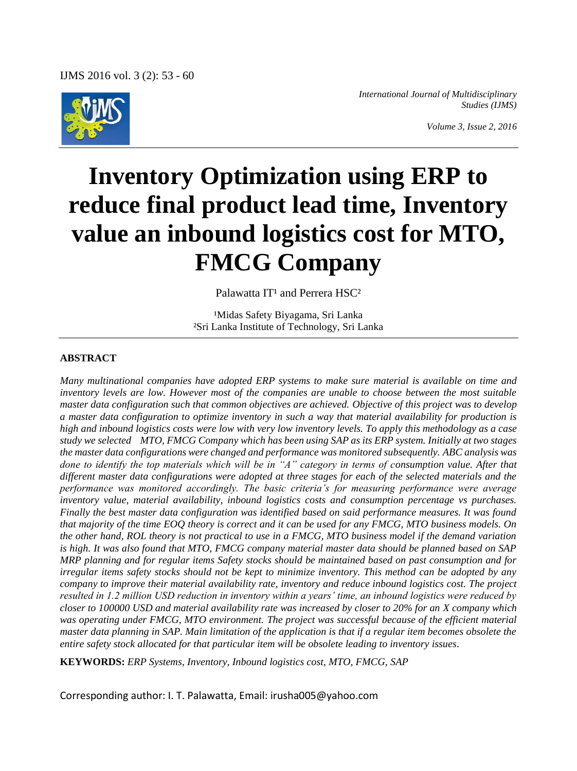# Inventory Optimization using ERP to reduce final product lead time, Inventory value an inbound logistics cost for MTO, FMCG Company

Palawatta IT[1] and Perrera HSC[2]

[1]Midas Safety Biyagama, Sri Lanka
[2]Sri Lanka Institute of Technology, Sri Lanka

## ABSTRACT

*Many multinational companies have adopted ERP systems to make sure material is available on time and inventory levels are low. However most of the companies are unable to choose between the most suitable master data configuration such that common objectives are achieved. Objective of this project was to develop a master data configuration to optimize inventory in such a way that material availability for production is high and inbound logistics costs were low with very low inventory levels. To apply this methodology as a case study we selected MTO, FMCG Company which has been using SAP as its ERP system. Initially at two stages the master data configurations were changed and performance was monitored subsequently. ABC analysis was done to identify the top materials which will be in "A" category in terms of consumption value. After that different master data configurations were adopted at three stages for each of the selected materials and the performance was monitored accordingly. The basic criteria's for measuring performance were average inventory value, material availability, inbound logistics costs and consumption percentage vs purchases. Finally the best master data configuration was identified based on said performance measures. It was found that majority of the time EOQ theory is correct and it can be used for any FMCG, MTO business models. On the other hand, ROL theory is not practical to use in a FMCG, MTO business model if the demand variation is high. It was also found that MTO, FMCG company material master data should be planned based on SAP MRP planning and for regular items Safety stocks should be maintained based on past consumption and for irregular items safety stocks should not be kept to minimize inventory. This method can be adopted by any company to improve their material availability rate, inventory and reduce inbound logistics cost. The project resulted in 1.2 million USD reduction in inventory within a years' time, an inbound logistics were reduced by closer to 100000 USD and material availability rate was increased by closer to 20% for an X company which was operating under FMCG, MTO environment. The project was successful because of the efficient material master data planning in SAP. Main limitation of the application is that if a regular item becomes obsolete the entire safety stock allocated for that particular item will be obsolete leading to inventory issues.*

**KEYWORDS:** *ERP Systems, Inventory, Inbound logistics cost, MTO, FMCG, SAP*

Corresponding author: I. T. Palawatta, Email: irusha005@yahoo.com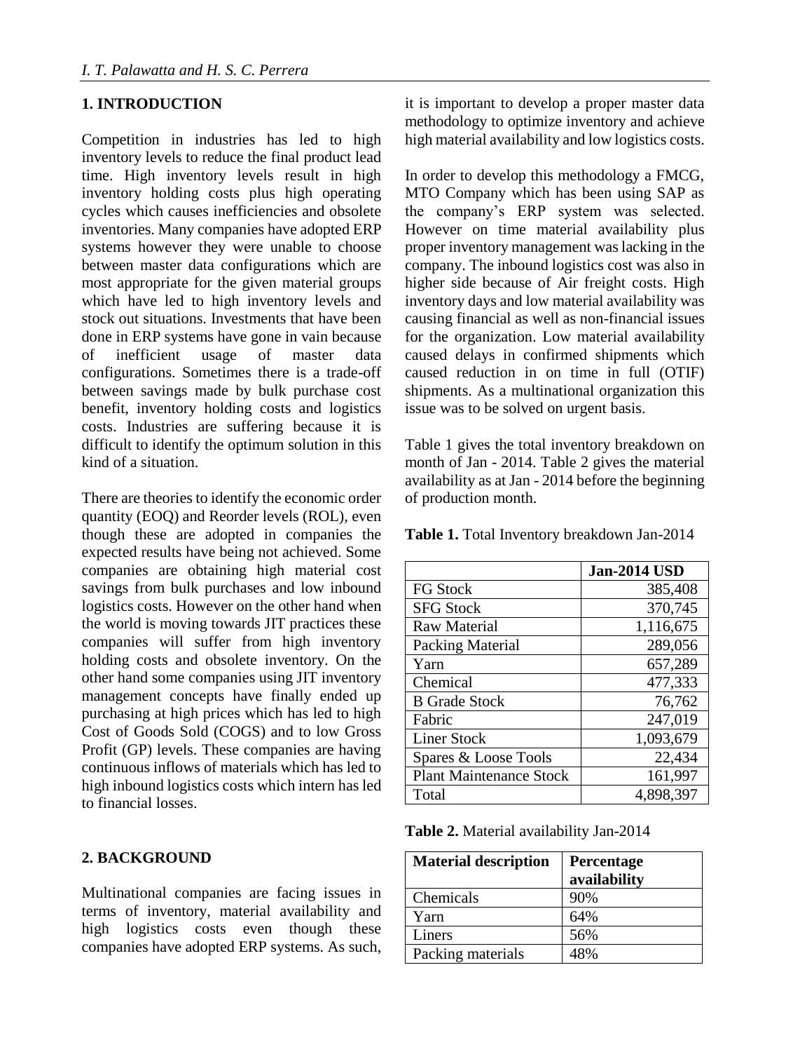## 1. INTRODUCTION

Competition in industries has led to high inventory levels to reduce the final product lead time. High inventory levels result in high inventory holding costs plus high operating cycles which causes inefficiencies and obsolete inventories. Many companies have adopted ERP systems however they were unable to choose between master data configurations which are most appropriate for the given material groups which have led to high inventory levels and stock out situations. Investments that have been done in ERP systems have gone in vain because of inefficient usage of master data configurations. Sometimes there is a trade-off between savings made by bulk purchase cost benefit, inventory holding costs and logistics costs. Industries are suffering because it is difficult to identify the optimum solution in this kind of a situation.

There are theories to identify the economic order quantity (EOQ) and Reorder levels (ROL), even though these are adopted in companies the expected results have being not achieved. Some companies are obtaining high material cost savings from bulk purchases and low inbound logistics costs. However on the other hand when the world is moving towards JIT practices these companies will suffer from high inventory holding costs and obsolete inventory. On the other hand some companies using JIT inventory management concepts have finally ended up purchasing at high prices which has led to high Cost of Goods Sold (COGS) and to low Gross Profit (GP) levels. These companies are having continuous inflows of materials which has led to high inbound logistics costs which intern has led to financial losses.

## 2. BACKGROUND

Multinational companies are facing issues in terms of inventory, material availability and high logistics costs even though these companies have adopted ERP systems. As such, it is important to develop a proper master data methodology to optimize inventory and achieve high material availability and low logistics costs.

In order to develop this methodology a FMCG, MTO Company which has been using SAP as the company's ERP system was selected. However on time material availability plus proper inventory management was lacking in the company. The inbound logistics cost was also in higher side because of Air freight costs. High inventory days and low material availability was causing financial as well as non-financial issues for the organization. Low material availability caused delays in confirmed shipments which caused reduction in on time in full (OTIF) shipments. As a multinational organization this issue was to be solved on urgent basis.

Table 1 gives the total inventory breakdown on month of Jan - 2014. Table 2 gives the material availability as at Jan - 2014 before the beginning of production month.

**Table 1.** Total Inventory breakdown Jan-2014

| | Jan-2014 USD |
|---|---:|
| FG Stock | 385,408 |
| SFG Stock | 370,745 |
| Raw Material | 1,116,675 |
| Packing Material | 289,056 |
| Yarn | 657,289 |
| Chemical | 477,333 |
| B Grade Stock | 76,762 |
| Fabric | 247,019 |
| Liner Stock | 1,093,679 |
| Spares & Loose Tools | 22,434 |
| Plant Maintenance Stock | 161,997 |
| Total | 4,898,397 |

**Table 2.** Material availability Jan-2014

| Material description | Percentage availability |
|---|---|
| Chemicals | 90% |
| Yarn | 64% |
| Liners | 56% |
| Packing materials | 48% |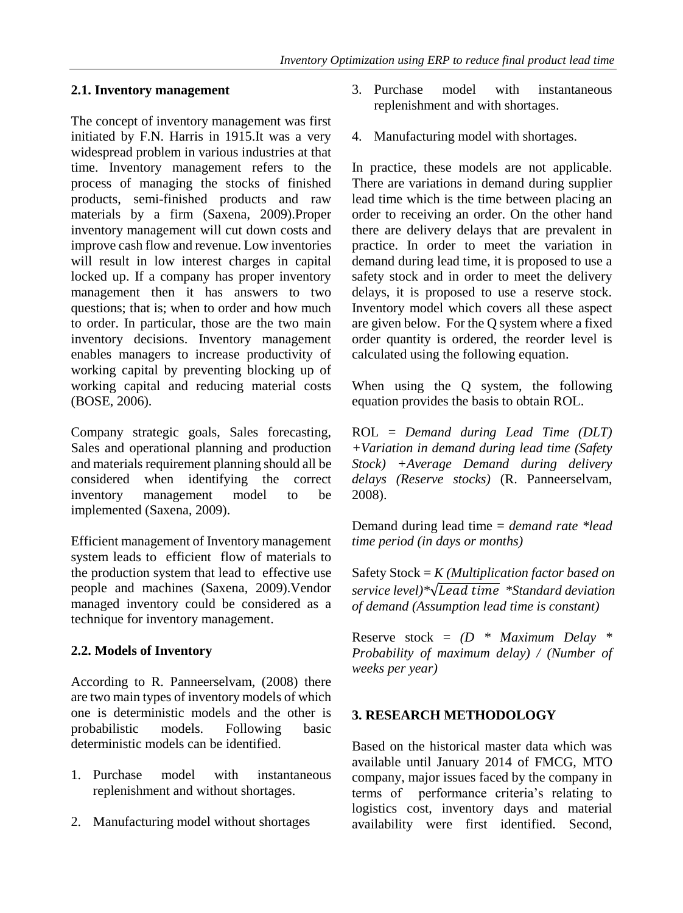### 2.1. Inventory management

The concept of inventory management was first initiated by F.N. Harris in 1915.It was a very widespread problem in various industries at that time. Inventory management refers to the process of managing the stocks of finished products, semi-finished products and raw materials by a firm (Saxena, 2009).Proper inventory management will cut down costs and improve cash flow and revenue. Low inventories will result in low interest charges in capital locked up. If a company has proper inventory management then it has answers to two questions; that is; when to order and how much to order. In particular, those are the two main inventory decisions. Inventory management enables managers to increase productivity of working capital by preventing blocking up of working capital and reducing material costs (BOSE, 2006).

Company strategic goals, Sales forecasting, Sales and operational planning and production and materials requirement planning should all be considered when identifying the correct inventory management model to be implemented (Saxena, 2009).

Efficient management of Inventory management system leads to efficient flow of materials to the production system that lead to effective use people and machines (Saxena, 2009).Vendor managed inventory could be considered as a technique for inventory management.

### 2.2. Models of Inventory

According to R. Panneerselvam, (2008) there are two main types of inventory models of which one is deterministic models and the other is probabilistic models. Following basic deterministic models can be identified.

1. Purchase model with instantaneous replenishment and without shortages.
2. Manufacturing model without shortages
3. Purchase model with instantaneous replenishment and with shortages.
4. Manufacturing model with shortages.

In practice, these models are not applicable. There are variations in demand during supplier lead time which is the time between placing an order to receiving an order. On the other hand there are delivery delays that are prevalent in practice. In order to meet the variation in demand during lead time, it is proposed to use a safety stock and in order to meet the delivery delays, it is proposed to use a reserve stock. Inventory model which covers all these aspect are given below. For the Q system where a fixed order quantity is ordered, the reorder level is calculated using the following equation.

When using the Q system, the following equation provides the basis to obtain ROL.

ROL = *Demand during Lead Time (DLT) +Variation in demand during lead time (Safety Stock) +Average Demand during delivery delays (Reserve stocks)* (R. Panneerselvam, 2008).

Demand during lead time = *demand rate \*lead time period (in days or months)*

Safety Stock = *K (Multiplication factor based on service level)*\*$\sqrt{Lead\ time}$ *\*Standard deviation of demand (Assumption lead time is constant)*

Reserve stock = *(D \* Maximum Delay \* Probability of maximum delay) / (Number of weeks per year)*

## 3. RESEARCH METHODOLOGY

Based on the historical master data which was available until January 2014 of FMCG, MTO company, major issues faced by the company in terms of performance criteria's relating to logistics cost, inventory days and material availability were first identified. Second,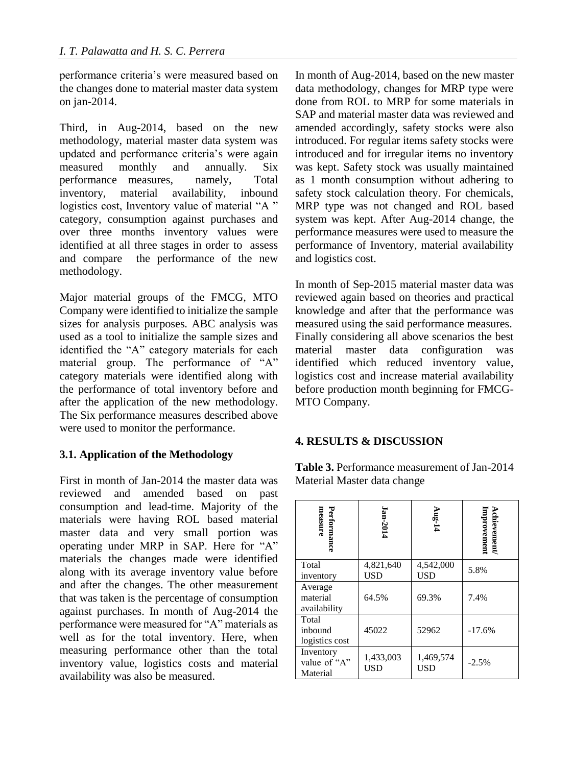performance criteria's were measured based on the changes done to material master data system on jan-2014.

Third, in Aug-2014, based on the new methodology, material master data system was updated and performance criteria's were again measured monthly and annually. Six performance measures, namely, Total inventory, material availability, inbound logistics cost, Inventory value of material "A " category, consumption against purchases and over three months inventory values were identified at all three stages in order to assess and compare the performance of the new methodology.

Major material groups of the FMCG, MTO Company were identified to initialize the sample sizes for analysis purposes. ABC analysis was used as a tool to initialize the sample sizes and identified the "A" category materials for each material group. The performance of "A" category materials were identified along with the performance of total inventory before and after the application of the new methodology. The Six performance measures described above were used to monitor the performance.

### 3.1. Application of the Methodology

First in month of Jan-2014 the master data was reviewed and amended based on past consumption and lead-time. Majority of the materials were having ROL based material master data and very small portion was operating under MRP in SAP. Here for "A" materials the changes made were identified along with its average inventory value before and after the changes. The other measurement that was taken is the percentage of consumption against purchases. In month of Aug-2014 the performance were measured for "A" materials as well as for the total inventory. Here, when measuring performance other than the total inventory value, logistics costs and material availability was also be measured.

In month of Aug-2014, based on the new master data methodology, changes for MRP type were done from ROL to MRP for some materials in SAP and material master data was reviewed and amended accordingly, safety stocks were also introduced. For regular items safety stocks were introduced and for irregular items no inventory was kept. Safety stock was usually maintained as 1 month consumption without adhering to safety stock calculation theory. For chemicals, MRP type was not changed and ROL based system was kept. After Aug-2014 change, the performance measures were used to measure the performance of Inventory, material availability and logistics cost.

In month of Sep-2015 material master data was reviewed again based on theories and practical knowledge and after that the performance was measured using the said performance measures. Finally considering all above scenarios the best material master data configuration was identified which reduced inventory value, logistics cost and increase material availability before production month beginning for FMCG-MTO Company.

## 4. RESULTS & DISCUSSION

**Table 3.** Performance measurement of Jan-2014 Material Master data change

| Performance measure | Jan-2014 | Aug-14 | Achievement/ Improvement |
|---|---|---|---|
| Total inventory | 4,821,640 USD | 4,542,000 USD | 5.8% |
| Average material availability | 64.5% | 69.3% | 7.4% |
| Total inbound logistics cost | 45022 | 52962 | -17.6% |
| Inventory value of "A" Material | 1,433,003 USD | 1,469,574 USD | -2.5% |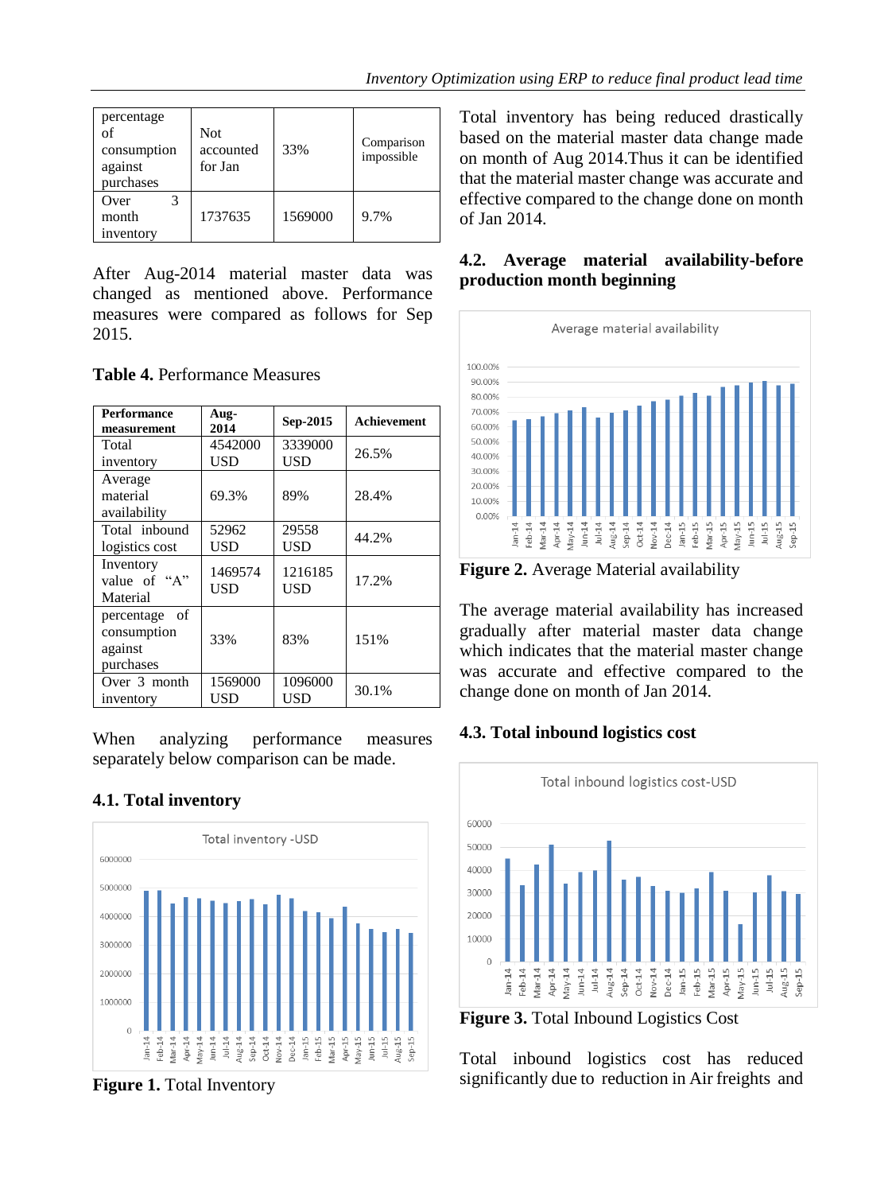| percentage of consumption against purchases | Not accounted for Jan | 33% | Comparison impossible |
|---|---|---|---|
| Over 3 month inventory | 1737635 | 1569000 | 9.7% |

After Aug-2014 material master data was changed as mentioned above. Performance measures were compared as follows for Sep 2015.

**Table 4.** Performance Measures

| Performance measurement | Aug-2014 | Sep-2015 | Achievement |
|---|---|---|---|
| Total inventory | 4542000 USD | 3339000 USD | 26.5% |
| Average material availability | 69.3% | 89% | 28.4% |
| Total inbound logistics cost | 52962 USD | 29558 USD | 44.2% |
| Inventory value of "A" Material | 1469574 USD | 1216185 USD | 17.2% |
| percentage of consumption against purchases | 33% | 83% | 151% |
| Over 3 month inventory | 1569000 USD | 1096000 USD | 30.1% |

When analyzing performance measures separately below comparison can be made.

### 4.1. Total inventory

**Figure 1.** Total Inventory

Total inventory has being reduced drastically based on the material master data change made on month of Aug 2014.Thus it can be identified that the material master change was accurate and effective compared to the change done on month of Jan 2014.

### 4.2. Average material availability-before production month beginning

**Figure 2.** Average Material availability

The average material availability has increased gradually after material master data change which indicates that the material master change was accurate and effective compared to the change done on month of Jan 2014.

### 4.3. Total inbound logistics cost

**Figure 3.** Total Inbound Logistics Cost

Total inbound logistics cost has reduced significantly due to reduction in Air freights and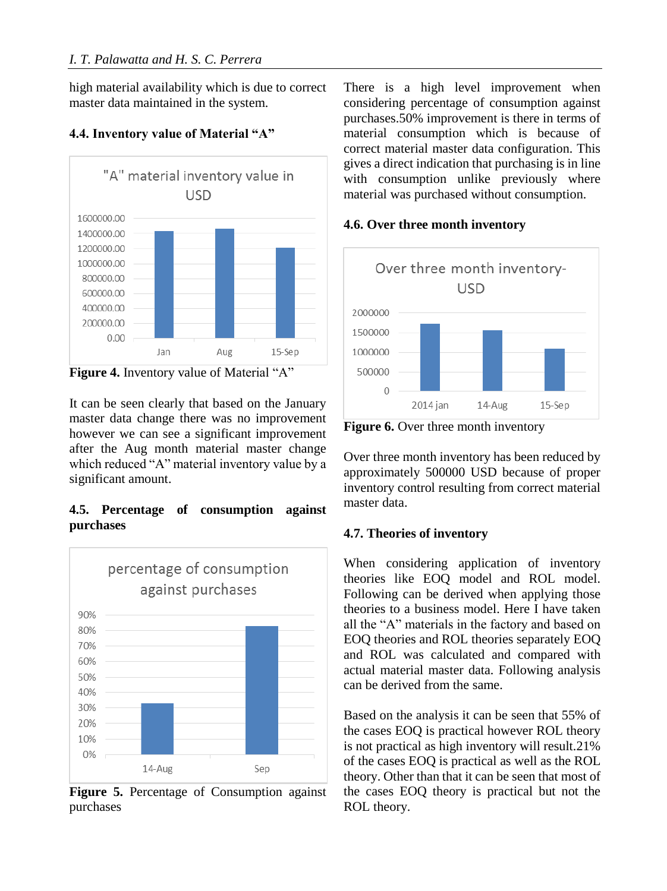high material availability which is due to correct master data maintained in the system.

### 4.4. Inventory value of Material "A"

**Figure 4.** Inventory value of Material "A"

It can be seen clearly that based on the January master data change there was no improvement however we can see a significant improvement after the Aug month material master change which reduced "A" material inventory value by a significant amount.

### 4.5. Percentage of consumption against purchases

**Figure 5.** Percentage of Consumption against purchases

There is a high level improvement when considering percentage of consumption against purchases.50% improvement is there in terms of material consumption which is because of correct material master data configuration. This gives a direct indication that purchasing is in line with consumption unlike previously where material was purchased without consumption.

### 4.6. Over three month inventory

**Figure 6.** Over three month inventory

Over three month inventory has been reduced by approximately 500000 USD because of proper inventory control resulting from correct material master data.

### 4.7. Theories of inventory

When considering application of inventory theories like EOQ model and ROL model. Following can be derived when applying those theories to a business model. Here I have taken all the "A" materials in the factory and based on EOQ theories and ROL theories separately EOQ and ROL was calculated and compared with actual material master data. Following analysis can be derived from the same.

Based on the analysis it can be seen that 55% of the cases EOQ is practical however ROL theory is not practical as high inventory will result.21% of the cases EOQ is practical as well as the ROL theory. Other than that it can be seen that most of the cases EOQ theory is practical but not the ROL theory.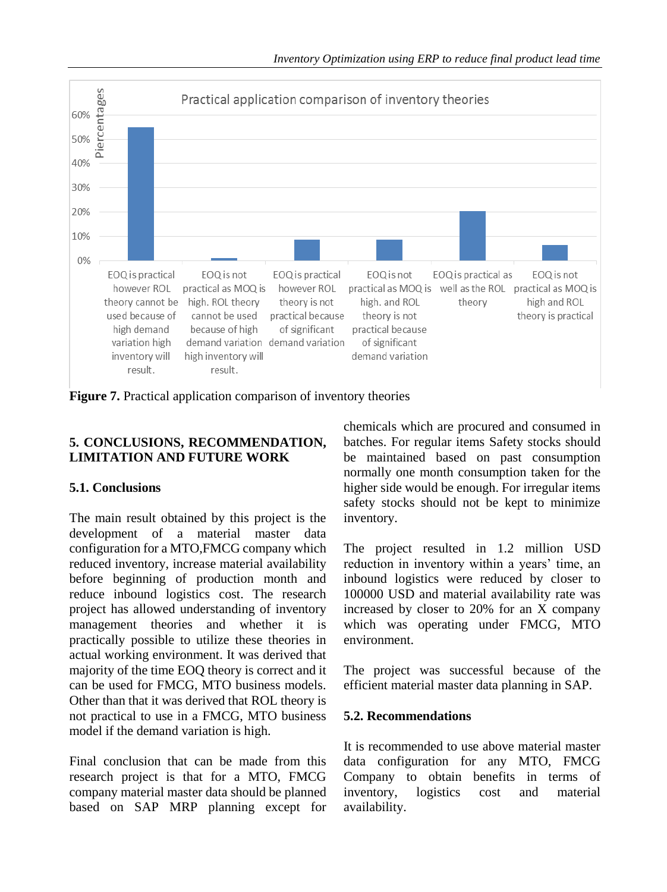Practical application comparison of inventory theories

| Category | Percentage (approx.) |
|---|---|
| EOQ is practical however ROL theory cannot be used because of high demand variation high inventory will result. | 55% |
| EOQ is not practical as MOQ is high. ROL theory cannot be used because of high demand variation high inventory will result. | 1% |
| EOQ is practical however ROL theory is not practical because of significant demand variation | 8.5% |
| EOQ is not practical as MOQ is high. and ROL theory is not practical because of significant demand variation | 8.5% |
| EOQ is practical as well as the ROL theory | 20% |
| EOQ is not practical as MOQ is high and ROL theory is practical | 6.5% |

**Figure 7.** Practical application comparison of inventory theories

## 5. CONCLUSIONS, RECOMMENDATION, LIMITATION AND FUTURE WORK

### 5.1. Conclusions

The main result obtained by this project is the development of a material master data configuration for a MTO,FMCG company which reduced inventory, increase material availability before beginning of production month and reduce inbound logistics cost. The research project has allowed understanding of inventory management theories and whether it is practically possible to utilize these theories in actual working environment. It was derived that majority of the time EOQ theory is correct and it can be used for FMCG, MTO business models. Other than that it was derived that ROL theory is not practical to use in a FMCG, MTO business model if the demand variation is high.

Final conclusion that can be made from this research project is that for a MTO, FMCG company material master data should be planned based on SAP MRP planning except for chemicals which are procured and consumed in batches. For regular items Safety stocks should be maintained based on past consumption normally one month consumption taken for the higher side would be enough. For irregular items safety stocks should not be kept to minimize inventory.

The project resulted in 1.2 million USD reduction in inventory within a years' time, an inbound logistics were reduced by closer to 100000 USD and material availability rate was increased by closer to 20% for an X company which was operating under FMCG, MTO environment.

The project was successful because of the efficient material master data planning in SAP.

### 5.2. Recommendations

It is recommended to use above material master data configuration for any MTO, FMCG Company to obtain benefits in terms of inventory, logistics cost and material availability.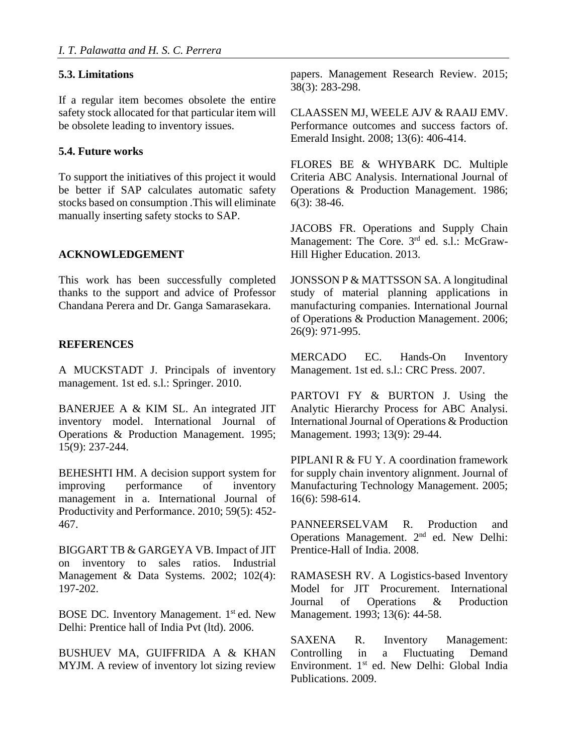### 5.3. Limitations

If a regular item becomes obsolete the entire safety stock allocated for that particular item will be obsolete leading to inventory issues.

### 5.4. Future works

To support the initiatives of this project it would be better if SAP calculates automatic safety stocks based on consumption .This will eliminate manually inserting safety stocks to SAP.

## ACKNOWLEDGEMENT

This work has been successfully completed thanks to the support and advice of Professor Chandana Perera and Dr. Ganga Samarasekara.

## REFERENCES

A MUCKSTADT J. Principals of inventory management. 1st ed. s.l.: Springer. 2010.

BANERJEE A & KIM SL. An integrated JIT inventory model. International Journal of Operations & Production Management. 1995; 15(9): 237-244.

BEHESHTI HM. A decision support system for improving performance of inventory management in a. International Journal of Productivity and Performance. 2010; 59(5): 452-467.

BIGGART TB & GARGEYA VB. Impact of JIT on inventory to sales ratios. Industrial Management & Data Systems. 2002; 102(4): 197-202.

BOSE DC. Inventory Management. 1st ed. New Delhi: Prentice hall of India Pvt (ltd). 2006.

BUSHUEV MA, GUIFFRIDA A & KHAN MYJM. A review of inventory lot sizing review papers. Management Research Review. 2015; 38(3): 283-298.

CLAASSEN MJ, WEELE AJV & RAAIJ EMV. Performance outcomes and success factors of. Emerald Insight. 2008; 13(6): 406-414.

FLORES BE & WHYBARK DC. Multiple Criteria ABC Analysis. International Journal of Operations & Production Management. 1986; 6(3): 38-46.

JACOBS FR. Operations and Supply Chain Management: The Core. 3rd ed. s.l.: McGraw-Hill Higher Education. 2013.

JONSSON P & MATTSSON SA. A longitudinal study of material planning applications in manufacturing companies. International Journal of Operations & Production Management. 2006; 26(9): 971-995.

MERCADO EC. Hands-On Inventory Management. 1st ed. s.l.: CRC Press. 2007.

PARTOVI FY & BURTON J. Using the Analytic Hierarchy Process for ABC Analysi. International Journal of Operations & Production Management. 1993; 13(9): 29-44.

PIPLANI R & FU Y. A coordination framework for supply chain inventory alignment. Journal of Manufacturing Technology Management. 2005; 16(6): 598-614.

PANNEERSELVAM R. Production and Operations Management. 2nd ed. New Delhi: Prentice-Hall of India. 2008.

RAMASESH RV. A Logistics-based Inventory Model for JIT Procurement. International Journal of Operations & Production Management. 1993; 13(6): 44-58.

SAXENA R. Inventory Management: Controlling in a Fluctuating Demand Environment. 1st ed. New Delhi: Global India Publications. 2009.